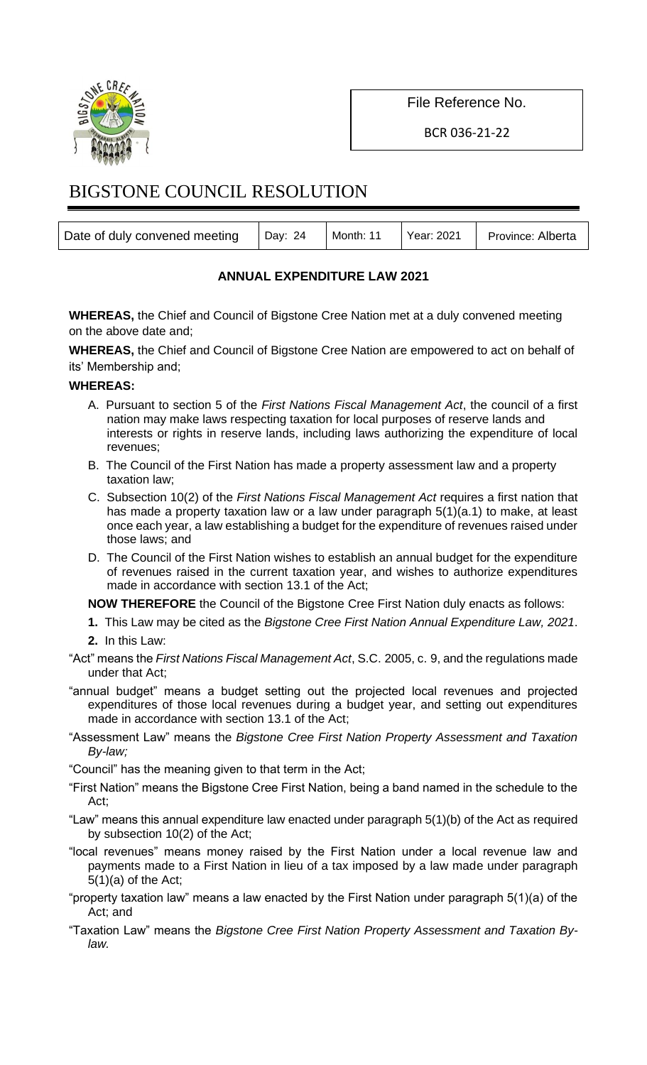File Reference No.

BCR 036-21-22

# BIGSTONE COUNCIL RESOLUTION

| Date of duly convened meeting | Day: 24 | Month: 11 | Year: 2021 | Province: Alberta |
|---|---|---|---|---|

## ANNUAL EXPENDITURE LAW 2021

**WHEREAS,** the Chief and Council of Bigstone Cree Nation met at a duly convened meeting on the above date and;

**WHEREAS,** the Chief and Council of Bigstone Cree Nation are empowered to act on behalf of its' Membership and;

**WHEREAS:**

A. Pursuant to section 5 of the *First Nations Fiscal Management Act*, the council of a first nation may make laws respecting taxation for local purposes of reserve lands and interests or rights in reserve lands, including laws authorizing the expenditure of local revenues;

B. The Council of the First Nation has made a property assessment law and a property taxation law;

C. Subsection 10(2) of the *First Nations Fiscal Management Act* requires a first nation that has made a property taxation law or a law under paragraph 5(1)(a.1) to make, at least once each year, a law establishing a budget for the expenditure of revenues raised under those laws; and

D. The Council of the First Nation wishes to establish an annual budget for the expenditure of revenues raised in the current taxation year, and wishes to authorize expenditures made in accordance with section 13.1 of the Act;

**NOW THEREFORE** the Council of the Bigstone Cree First Nation duly enacts as follows:

**1.** This Law may be cited as the *Bigstone Cree First Nation Annual Expenditure Law, 2021*.

**2.** In this Law:

"Act" means the *First Nations Fiscal Management Act*, S.C. 2005, c. 9, and the regulations made under that Act;

"annual budget" means a budget setting out the projected local revenues and projected expenditures of those local revenues during a budget year, and setting out expenditures made in accordance with section 13.1 of the Act;

"Assessment Law" means the *Bigstone Cree First Nation Property Assessment and Taxation By-law;*

"Council" has the meaning given to that term in the Act;

"First Nation" means the Bigstone Cree First Nation, being a band named in the schedule to the Act;

"Law" means this annual expenditure law enacted under paragraph 5(1)(b) of the Act as required by subsection 10(2) of the Act;

"local revenues" means money raised by the First Nation under a local revenue law and payments made to a First Nation in lieu of a tax imposed by a law made under paragraph 5(1)(a) of the Act;

"property taxation law" means a law enacted by the First Nation under paragraph 5(1)(a) of the Act; and

"Taxation Law" means the *Bigstone Cree First Nation Property Assessment and Taxation By-law.*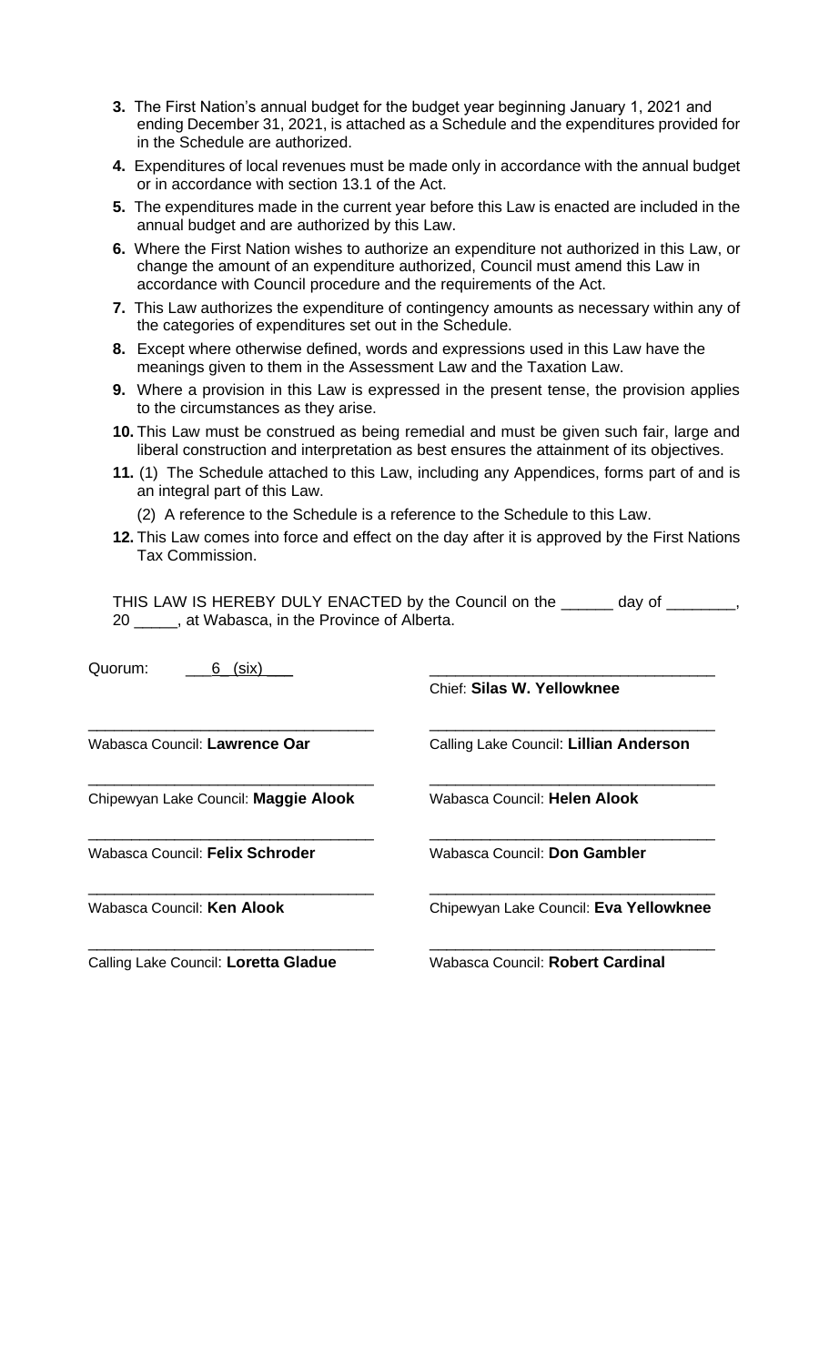**3.** The First Nation's annual budget for the budget year beginning January 1, 2021 and ending December 31, 2021, is attached as a Schedule and the expenditures provided for in the Schedule are authorized.

**4.** Expenditures of local revenues must be made only in accordance with the annual budget or in accordance with section 13.1 of the Act.

**5.** The expenditures made in the current year before this Law is enacted are included in the annual budget and are authorized by this Law.

**6.** Where the First Nation wishes to authorize an expenditure not authorized in this Law, or change the amount of an expenditure authorized, Council must amend this Law in accordance with Council procedure and the requirements of the Act.

**7.** This Law authorizes the expenditure of contingency amounts as necessary within any of the categories of expenditures set out in the Schedule.

**8.** Except where otherwise defined, words and expressions used in this Law have the meanings given to them in the Assessment Law and the Taxation Law.

**9.** Where a provision in this Law is expressed in the present tense, the provision applies to the circumstances as they arise.

**10.** This Law must be construed as being remedial and must be given such fair, large and liberal construction and interpretation as best ensures the attainment of its objectives.

**11.** (1) The Schedule attached to this Law, including any Appendices, forms part of and is an integral part of this Law.

(2) A reference to the Schedule is a reference to the Schedule to this Law.

**12.** This Law comes into force and effect on the day after it is approved by the First Nations Tax Commission.

THIS LAW IS HEREBY DULY ENACTED by the Council on the ______ day of ________, 20 _____, at Wabasca, in the Province of Alberta.

Quorum: ___6_ (six)___

| | |
|---|---|
| | \_\_\_\_\_\_\_\_\_\_\_\_\_\_\_\_\_\_\_\_\_\_\_\_\_\_\_\_\_\_ Chief: **Silas W. Yellowknee** |
| \_\_\_\_\_\_\_\_\_\_\_\_\_\_\_\_\_\_\_\_\_\_\_\_\_\_\_\_\_\_ Wabasca Council: **Lawrence Oar** | \_\_\_\_\_\_\_\_\_\_\_\_\_\_\_\_\_\_\_\_\_\_\_\_\_\_\_\_\_\_ Calling Lake Council: **Lillian Anderson** |
| \_\_\_\_\_\_\_\_\_\_\_\_\_\_\_\_\_\_\_\_\_\_\_\_\_\_\_\_\_\_ Chipewyan Lake Council: **Maggie Alook** | \_\_\_\_\_\_\_\_\_\_\_\_\_\_\_\_\_\_\_\_\_\_\_\_\_\_\_\_\_\_ Wabasca Council: **Helen Alook** |
| \_\_\_\_\_\_\_\_\_\_\_\_\_\_\_\_\_\_\_\_\_\_\_\_\_\_\_\_\_\_ Wabasca Council: **Felix Schroder** | \_\_\_\_\_\_\_\_\_\_\_\_\_\_\_\_\_\_\_\_\_\_\_\_\_\_\_\_\_\_ Wabasca Council: **Don Gambler** |
| \_\_\_\_\_\_\_\_\_\_\_\_\_\_\_\_\_\_\_\_\_\_\_\_\_\_\_\_\_\_ Wabasca Council: **Ken Alook** | \_\_\_\_\_\_\_\_\_\_\_\_\_\_\_\_\_\_\_\_\_\_\_\_\_\_\_\_\_\_ Chipewyan Lake Council: **Eva Yellowknee** |
| \_\_\_\_\_\_\_\_\_\_\_\_\_\_\_\_\_\_\_\_\_\_\_\_\_\_\_\_\_\_ Calling Lake Council: **Loretta Gladue** | \_\_\_\_\_\_\_\_\_\_\_\_\_\_\_\_\_\_\_\_\_\_\_\_\_\_\_\_\_\_ Wabasca Council: **Robert Cardinal** |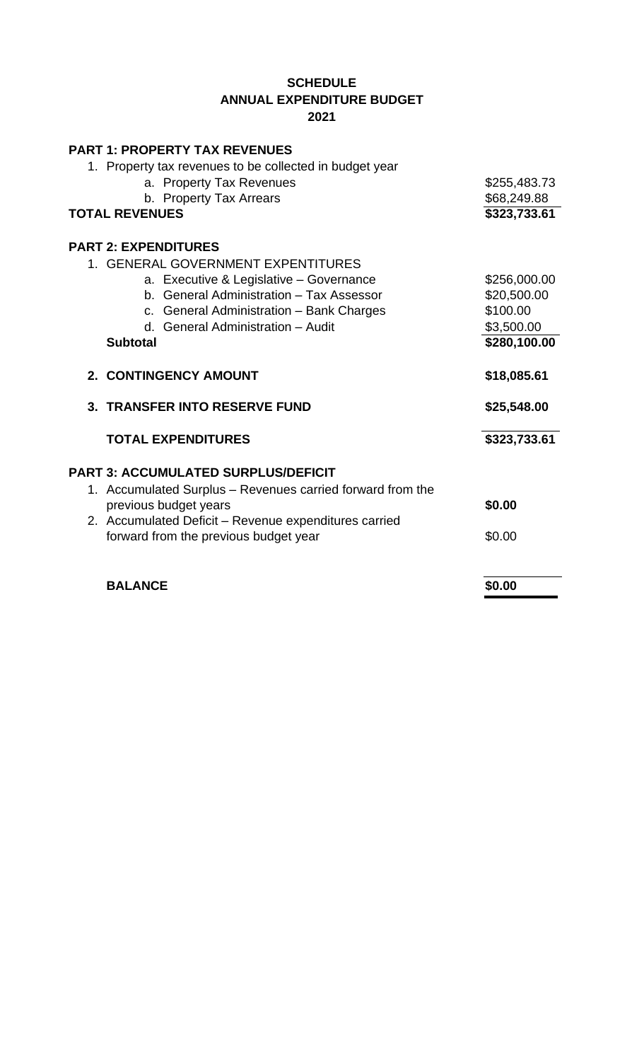**SCHEDULE**
**ANNUAL EXPENDITURE BUDGET**
**2021**

| | |
|---|---|
| **PART 1: PROPERTY TAX REVENUES** | |
| 1. Property tax revenues to be collected in budget year | |
| a. Property Tax Revenues | $255,483.73 |
| b. Property Tax Arrears | $68,249.88 |
| **TOTAL REVENUES** | **$323,733.61** |
| | |
| **PART 2: EXPENDITURES** | |
| 1. GENERAL GOVERNMENT EXPENTITURES | |
| a. Executive & Legislative – Governance | $256,000.00 |
| b. General Administration – Tax Assessor | $20,500.00 |
| c. General Administration – Bank Charges | $100.00 |
| d. General Administration – Audit | $3,500.00 |
| **Subtotal** | **$280,100.00** |
| | |
| **2. CONTINGENCY AMOUNT** | **$18,085.61** |
| | |
| **3. TRANSFER INTO RESERVE FUND** | **$25,548.00** |
| | |
| **TOTAL EXPENDITURES** | **$323,733.61** |
| | |
| **PART 3: ACCUMULATED SURPLUS/DEFICIT** | |
| 1. Accumulated Surplus – Revenues carried forward from the previous budget years | **$0.00** |
| 2. Accumulated Deficit – Revenue expenditures carried forward from the previous budget year | $0.00 |
| | |
| **BALANCE** | **$0.00** |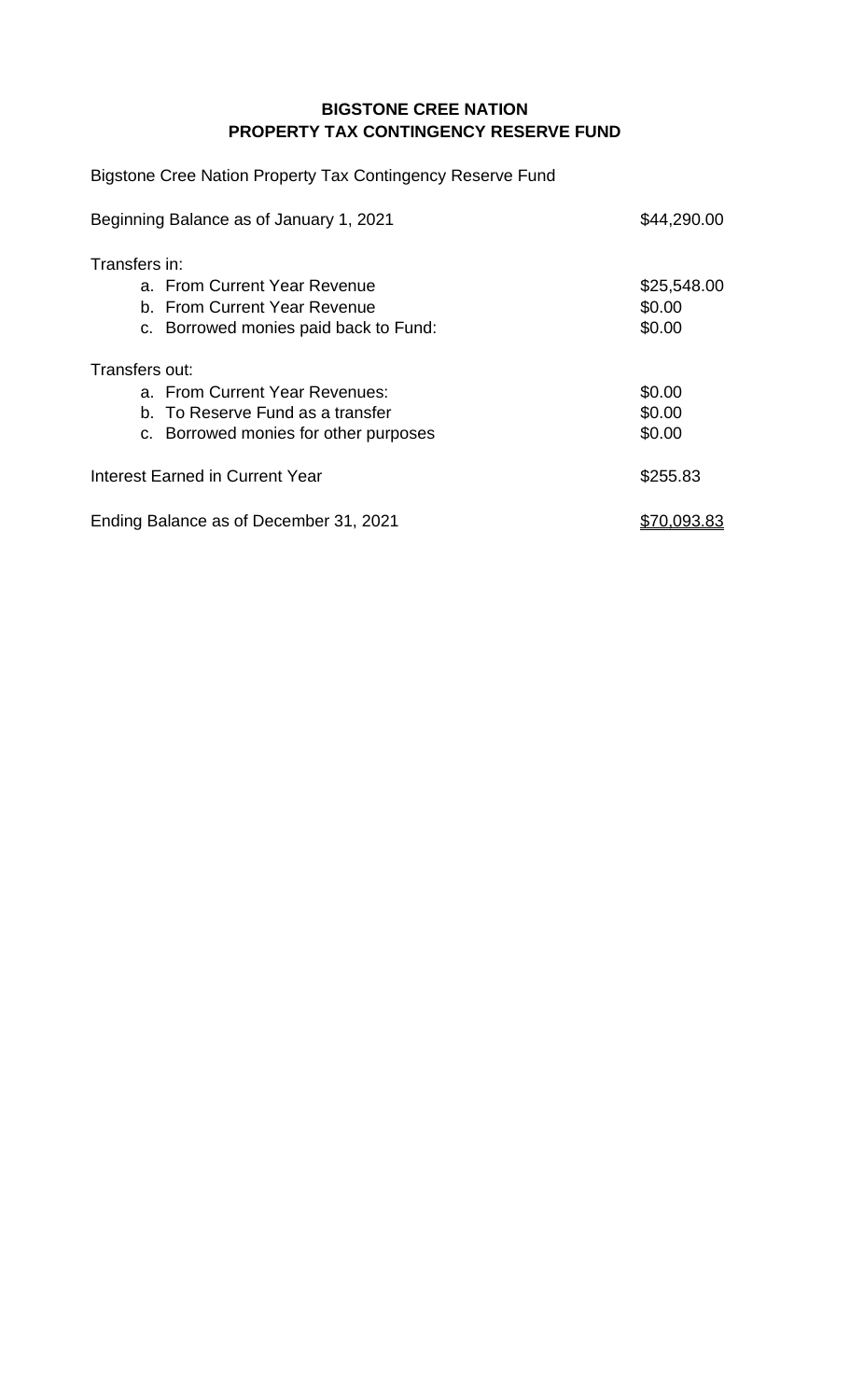# BIGSTONE CREE NATION
## PROPERTY TAX CONTINGENCY RESERVE FUND

Bigstone Cree Nation Property Tax Contingency Reserve Fund

| | |
|---|---|
| Beginning Balance as of January 1, 2021 | $44,290.00 |
| Transfers in: | |
| a. From Current Year Revenue | $25,548.00 |
| b. From Current Year Revenue | $0.00 |
| c. Borrowed monies paid back to Fund: | $0.00 |
| Transfers out: | |
| a. From Current Year Revenues: | $0.00 |
| b. To Reserve Fund as a transfer | $0.00 |
| c. Borrowed monies for other purposes | $0.00 |
| Interest Earned in Current Year | $255.83 |
| Ending Balance as of December 31, 2021 | $70,093.83 |